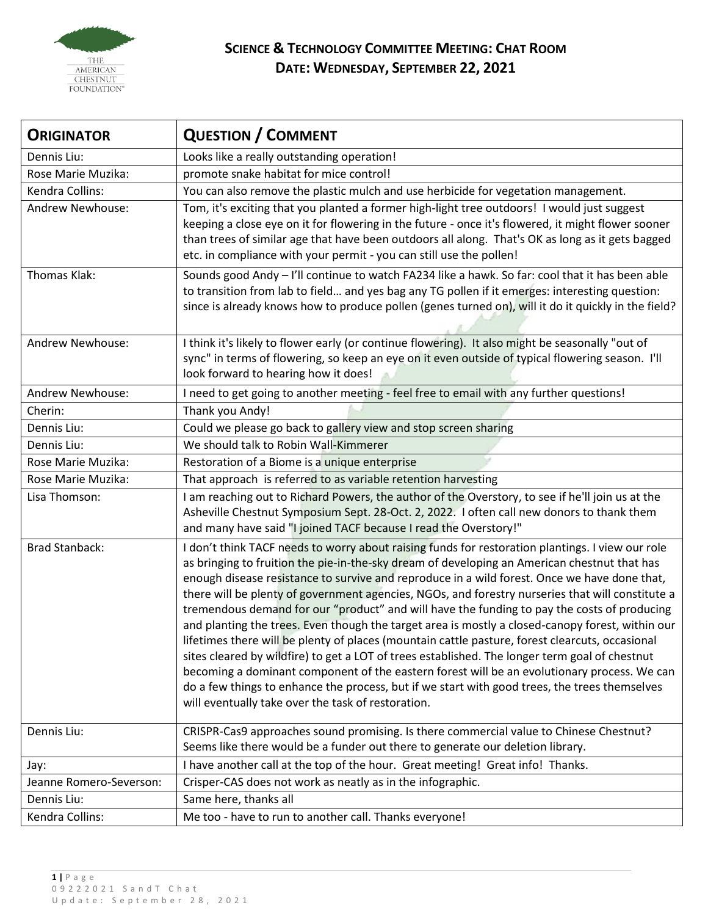# Science & Technology Committee Meeting: Chat Room
## Date: Wednesday, September 22, 2021

| Originator | Question / Comment |
|---|---|
| Dennis Liu: | Looks like a really outstanding operation! |
| Rose Marie Muzika: | promote snake habitat for mice control! |
| Kendra Collins: | You can also remove the plastic mulch and use herbicide for vegetation management. |
| Andrew Newhouse: | Tom, it's exciting that you planted a former high-light tree outdoors! I would just suggest keeping a close eye on it for flowering in the future - once it's flowered, it might flower sooner than trees of similar age that have been outdoors all along. That's OK as long as it gets bagged etc. in compliance with your permit - you can still use the pollen! |
| Thomas Klak: | Sounds good Andy – I'll continue to watch FA234 like a hawk. So far: cool that it has been able to transition from lab to field… and yes bag any TG pollen if it emerges: interesting question: since is already knows how to produce pollen (genes turned on), will it do it quickly in the field? |
| Andrew Newhouse: | I think it's likely to flower early (or continue flowering). It also might be seasonally "out of sync" in terms of flowering, so keep an eye on it even outside of typical flowering season. I'll look forward to hearing how it does! |
| Andrew Newhouse: | I need to get going to another meeting - feel free to email with any further questions! |
| Cherin: | Thank you Andy! |
| Dennis Liu: | Could we please go back to gallery view and stop screen sharing |
| Dennis Liu: | We should talk to Robin Wall-Kimmerer |
| Rose Marie Muzika: | Restoration of a Biome is a unique enterprise |
| Rose Marie Muzika: | That approach is referred to as variable retention harvesting |
| Lisa Thomson: | I am reaching out to Richard Powers, the author of the Overstory, to see if he'll join us at the Asheville Chestnut Symposium Sept. 28-Oct. 2, 2022. I often call new donors to thank them and many have said "I joined TACF because I read the Overstory!" |
| Brad Stanback: | I don't think TACF needs to worry about raising funds for restoration plantings. I view our role as bringing to fruition the pie-in-the-sky dream of developing an American chestnut that has enough disease resistance to survive and reproduce in a wild forest. Once we have done that, there will be plenty of government agencies, NGOs, and forestry nurseries that will constitute a tremendous demand for our "product" and will have the funding to pay the costs of producing and planting the trees. Even though the target area is mostly a closed-canopy forest, within our lifetimes there will be plenty of places (mountain cattle pasture, forest clearcuts, occasional sites cleared by wildfire) to get a LOT of trees established. The longer term goal of chestnut becoming a dominant component of the eastern forest will be an evolutionary process. We can do a few things to enhance the process, but if we start with good trees, the trees themselves will eventually take over the task of restoration. |
| Dennis Liu: | CRISPR-Cas9 approaches sound promising. Is there commercial value to Chinese Chestnut? Seems like there would be a funder out there to generate our deletion library. |
| Jay: | I have another call at the top of the hour. Great meeting! Great info! Thanks. |
| Jeanne Romero-Severson: | Crisper-CAS does not work as neatly as in the infographic. |
| Dennis Liu: | Same here, thanks all |
| Kendra Collins: | Me too - have to run to another call. Thanks everyone! |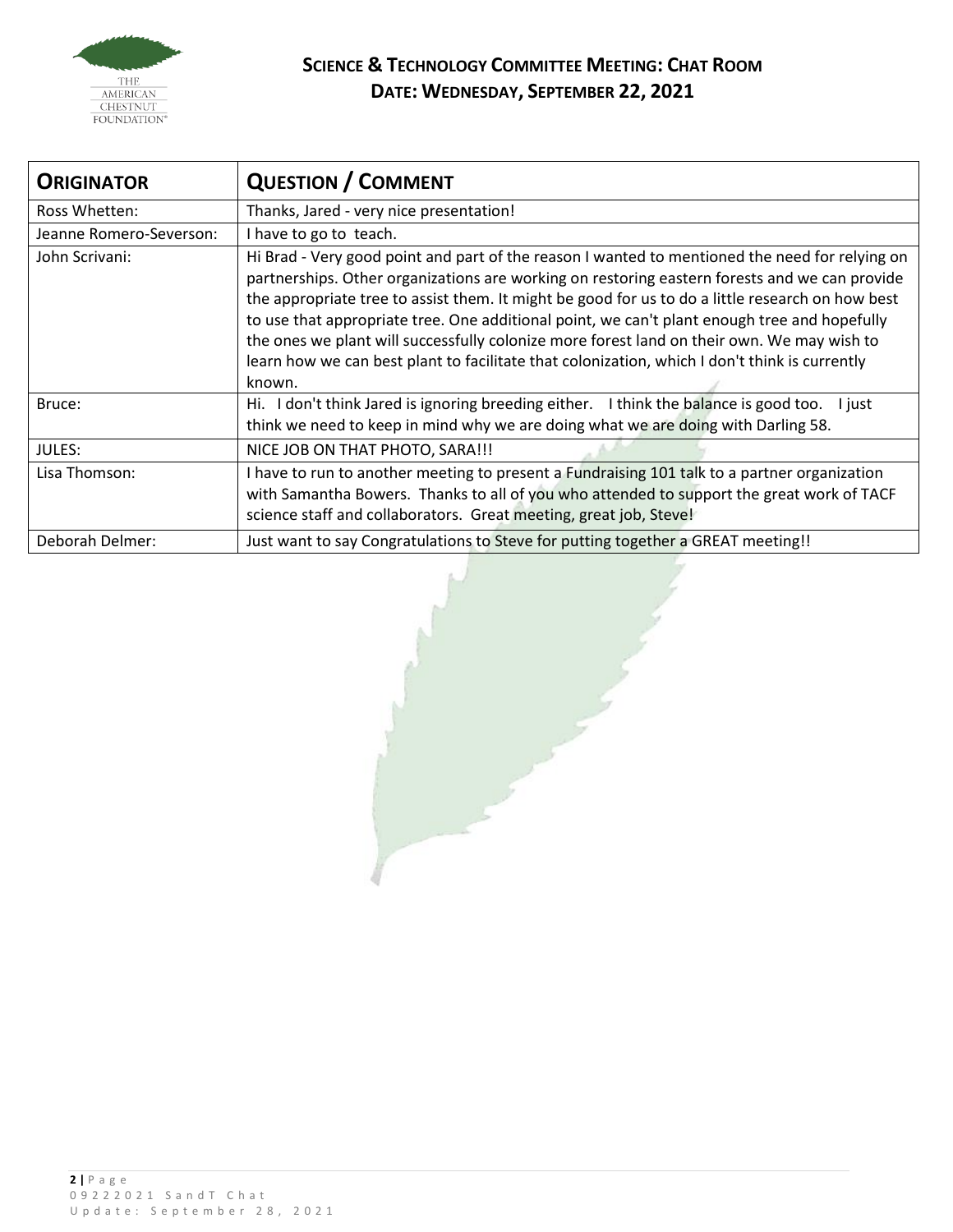# Science & Technology Committee Meeting: Chat Room
## Date: Wednesday, September 22, 2021

| **Originator** | **Question / Comment** |
|---|---|
| Ross Whetten: | Thanks, Jared - very nice presentation! |
| Jeanne Romero-Severson: | I have to go to teach. |
| John Scrivani: | Hi Brad - Very good point and part of the reason I wanted to mentioned the need for relying on partnerships. Other organizations are working on restoring eastern forests and we can provide the appropriate tree to assist them. It might be good for us to do a little research on how best to use that appropriate tree. One additional point, we can't plant enough tree and hopefully the ones we plant will successfully colonize more forest land on their own. We may wish to learn how we can best plant to facilitate that colonization, which I don't think is currently known. |
| Bruce: | Hi. I don't think Jared is ignoring breeding either. I think the balance is good too. I just think we need to keep in mind why we are doing what we are doing with Darling 58. |
| JULES: | NICE JOB ON THAT PHOTO, SARA!!! |
| Lisa Thomson: | I have to run to another meeting to present a Fundraising 101 talk to a partner organization with Samantha Bowers. Thanks to all of you who attended to support the great work of TACF science staff and collaborators. Great meeting, great job, Steve! |
| Deborah Delmer: | Just want to say Congratulations to Steve for putting together a GREAT meeting!! |